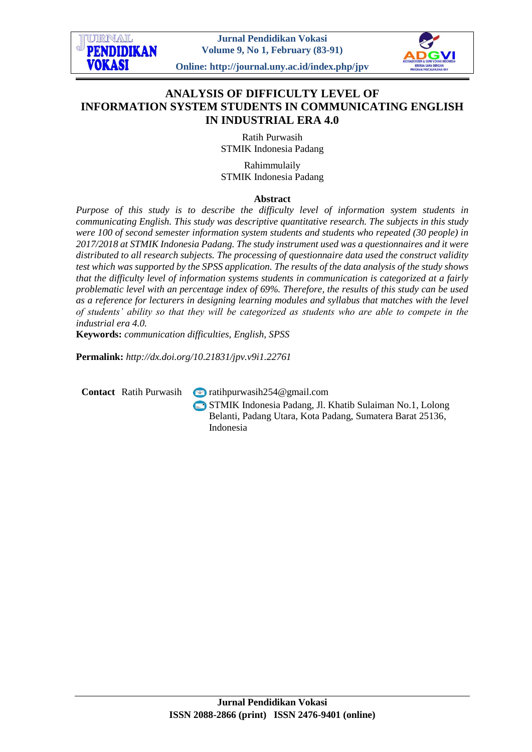# ANALYSIS OF DIFFICULTY LEVEL OF INFORMATION SYSTEM STUDENTS IN COMMUNICATING ENGLISH IN INDUSTRIAL ERA 4.0

Ratih Purwasih
STMIK Indonesia Padang

Rahimmulaily
STMIK Indonesia Padang

**Abstract**

*Purpose of this study is to describe the difficulty level of information system students in communicating English. This study was descriptive quantitative research. The subjects in this study were 100 of second semester information system students and students who repeated (30 people) in 2017/2018 at STMIK Indonesia Padang. The study instrument used was a questionnaires and it were distributed to all research subjects. The processing of questionnaire data used the construct validity test which was supported by the SPSS application. The results of the data analysis of the study shows that the difficulty level of information systems students in communication is categorized at a fairly problematic level with an percentage index of 69%. Therefore, the results of this study can be used as a reference for lecturers in designing learning modules and syllabus that matches with the level of students' ability so that they will be categorized as students who are able to compete in the industrial era 4.0.*

**Keywords:** *communication difficulties, English, SPSS*

**Permalink:** *http://dx.doi.org/10.21831/jpv.v9i1.22761*

**Contact** Ratih Purwasih ratihpurwasih254@gmail.com
STMIK Indonesia Padang, Jl. Khatib Sulaiman No.1, Lolong Belanti, Padang Utara, Kota Padang, Sumatera Barat 25136, Indonesia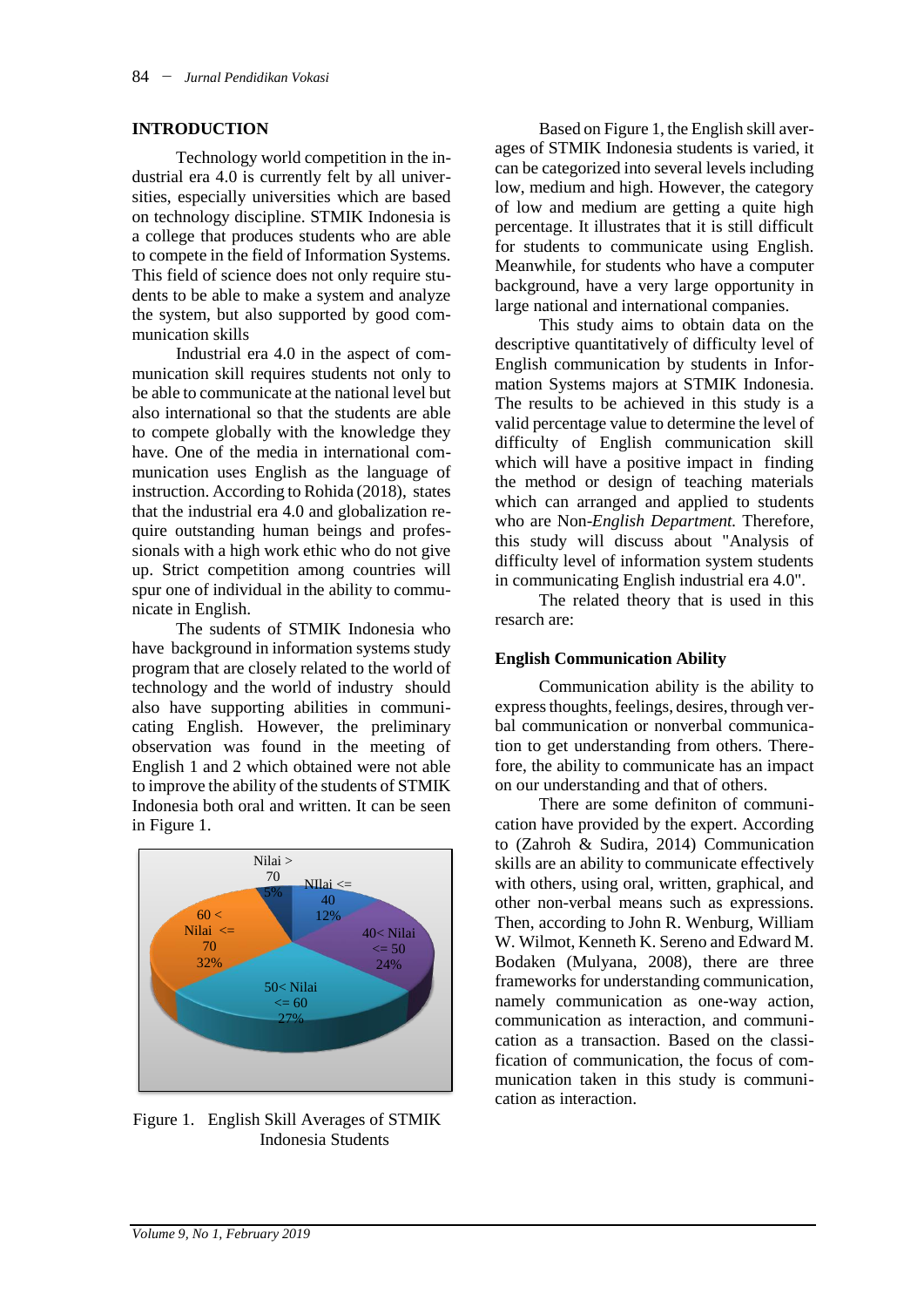## INTRODUCTION

Technology world competition in the industrial era 4.0 is currently felt by all universities, especially universities which are based on technology discipline. STMIK Indonesia is a college that produces students who are able to compete in the field of Information Systems. This field of science does not only require students to be able to make a system and analyze the system, but also supported by good communication skills

Industrial era 4.0 in the aspect of communication skill requires students not only to be able to communicate at the national level but also international so that the students are able to compete globally with the knowledge they have. One of the media in international communication uses English as the language of instruction. According to Rohida (2018), states that the industrial era 4.0 and globalization require outstanding human beings and professionals with a high work ethic who do not give up. Strict competition among countries will spur one of individual in the ability to communicate in English.

The sudents of STMIK Indonesia who have background in information systems study program that are closely related to the world of technology and the world of industry should also have supporting abilities in communicating English. However, the preliminary observation was found in the meeting of English 1 and 2 which obtained were not able to improve the ability of the students of STMIK Indonesia both oral and written. It can be seen in Figure 1.

Nilai > 70: 5%; NIlai <= 40: 12%; 40< Nilai <= 50: 24%; 50< Nilai <= 60: 27%; 60 < Nilai <= 70: 32%

Figure 1. English Skill Averages of STMIK Indonesia Students

Based on Figure 1, the English skill averages of STMIK Indonesia students is varied, it can be categorized into several levels including low, medium and high. However, the category of low and medium are getting a quite high percentage. It illustrates that it is still difficult for students to communicate using English. Meanwhile, for students who have a computer background, have a very large opportunity in large national and international companies.

This study aims to obtain data on the descriptive quantitatively of difficulty level of English communication by students in Information Systems majors at STMIK Indonesia. The results to be achieved in this study is a valid percentage value to determine the level of difficulty of English communication skill which will have a positive impact in finding the method or design of teaching materials which can arranged and applied to students who are Non-*English Department.* Therefore, this study will discuss about "Analysis of difficulty level of information system students in communicating English industrial era 4.0".

The related theory that is used in this resarch are:

### English Communication Ability

Communication ability is the ability to express thoughts, feelings, desires, through verbal communication or nonverbal communication to get understanding from others. Therefore, the ability to communicate has an impact on our understanding and that of others.

There are some definiton of communication have provided by the expert. According to (Zahroh & Sudira, 2014) Communication skills are an ability to communicate effectively with others, using oral, written, graphical, and other non-verbal means such as expressions. Then, according to John R. Wenburg, William W. Wilmot, Kenneth K. Sereno and Edward M. Bodaken (Mulyana, 2008), there are three frameworks for understanding communication, namely communication as one-way action, communication as interaction, and communication as a transaction. Based on the classification of communication, the focus of communication taken in this study is communication as interaction.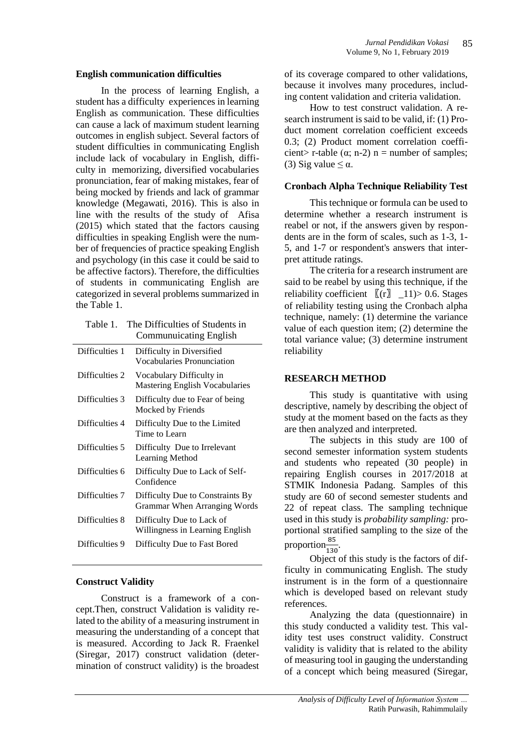### English communication difficulties

In the process of learning English, a student has a difficulty experiences in learning English as communication. These difficulties can cause a lack of maximum student learning outcomes in english subject. Several factors of student difficulties in communicating English include lack of vocabulary in English, difficulty in memorizing, diversified vocabularies pronunciation, fear of making mistakes, fear of being mocked by friends and lack of grammar knowledge (Megawati, 2016). This is also in line with the results of the study of Afisa (2015) which stated that the factors causing difficulties in speaking English were the number of frequencies of practice speaking English and psychology (in this case it could be said to be affective factors). Therefore, the difficulties of students in communicating English are categorized in several problems summarized in the Table 1.

Table 1. The Difficulties of Students in Communucating English

| | |
|---|---|
| Difficulties 1 | Difficulty in Diversified Vocabularies Pronunciation |
| Difficulties 2 | Vocabulary Difficulty in Mastering English Vocabularies |
| Difficulties 3 | Difficulty due to Fear of being Mocked by Friends |
| Difficulties 4 | Difficulty Due to the Limited Time to Learn |
| Difficulties 5 | Difficulty Due to Irrelevant Learning Method |
| Difficulties 6 | Difficulty Due to Lack of Self-Confidence |
| Difficulties 7 | Difficulty Due to Constraints By Grammar When Arranging Words |
| Difficulties 8 | Difficulty Due to Lack of Willingness in Learning English |
| Difficulties 9 | Difficulty Due to Fast Bored |

### Construct Validity

Construct is a framework of a concept.Then, construct Validation is validity related to the ability of a measuring instrument in measuring the understanding of a concept that is measured. According to Jack R. Fraenkel (Siregar, 2017) construct validation (determination of construct validity) is the broadest of its coverage compared to other validations, because it involves many procedures, including content validation and criteria validation.

How to test construct validation. A research instrument is said to be valid, if: (1) Product moment correlation coefficient exceeds 0.3; (2) Product moment correlation coefficient> r-table ($\alpha$; n-2) n = number of samples; (3) Sig value $\leq \alpha$.

### Cronbach Alpha Technique Reliability Test

This technique or formula can be used to determine whether a research instrument is reabel or not, if the answers given by respondents are in the form of scales, such as 1-3, 1-5, and 1-7 or respondent's answers that interpret attitude ratings.

The criteria for a research instrument are said to be reabel by using this technique, if the reliability coefficient $r_{11}$> 0.6. Stages of reliability testing using the Cronbach alpha technique, namely: (1) determine the variance value of each question item; (2) determine the total variance value; (3) determine instrument reliability

## RESEARCH METHOD

This study is quantitative with using descriptive, namely by describing the object of study at the moment based on the facts as they are then analyzed and interpreted.

The subjects in this study are 100 of second semester information system students and students who repeated (30 people) in repairing English courses in 2017/2018 at STMIK Indonesia Padang. Samples of this study are 60 of second semester students and 22 of repeat class. The sampling technique used in this study is *probability sampling:* proportional stratified sampling to the size of the proportion$\frac{85}{130}$.

Object of this study is the factors of difficulty in communicating English. The study instrument is in the form of a questionnaire which is developed based on relevant study references.

Analyzing the data (questionnaire) in this study conducted a validity test. This validity test uses construct validity. Construct validity is validity that is related to the ability of measuring tool in gauging the understanding of a concept which being measured (Siregar,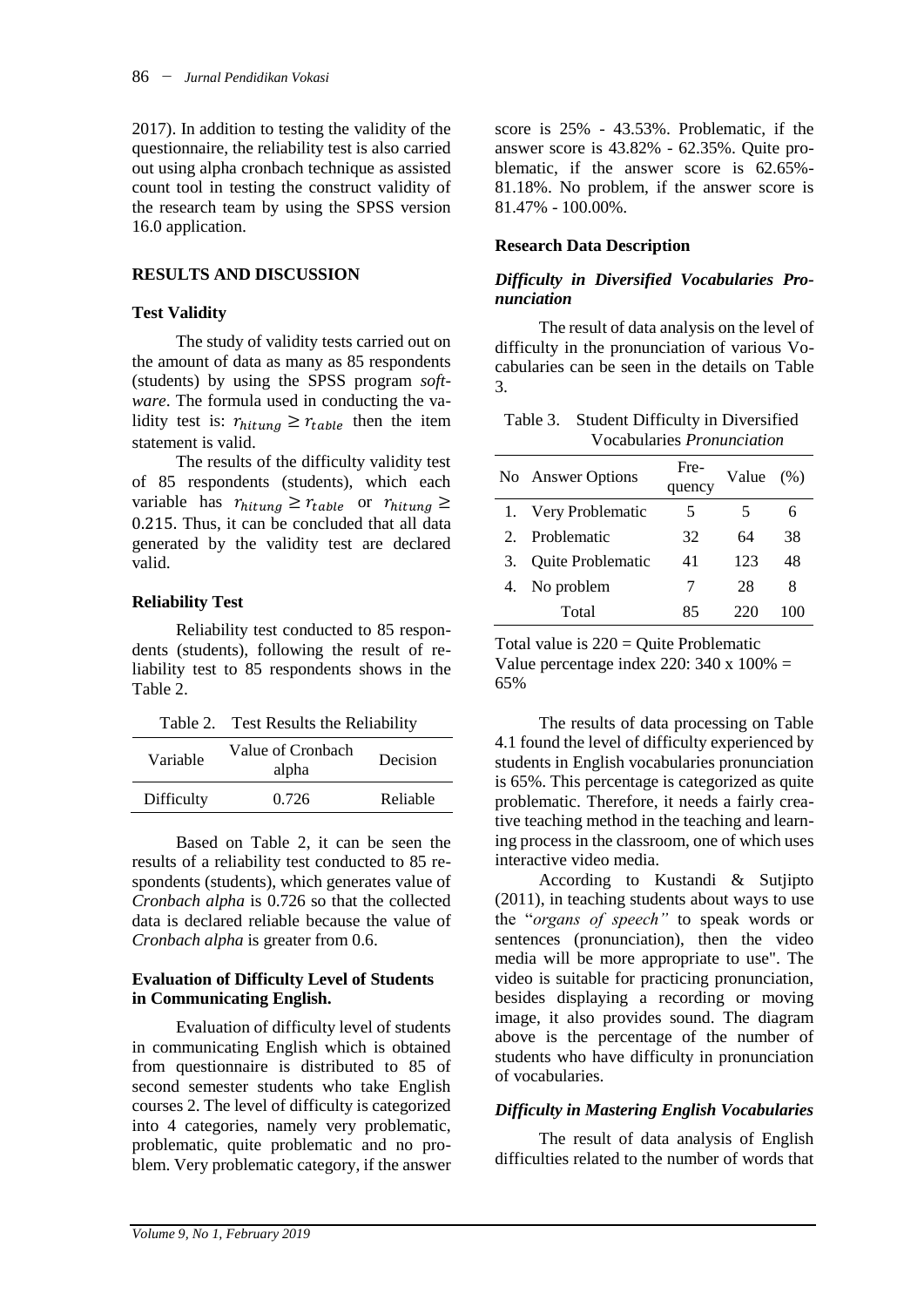2017). In addition to testing the validity of the questionnaire, the reliability test is also carried out using alpha cronbach technique as assisted count tool in testing the construct validity of the research team by using the SPSS version 16.0 application.

## RESULTS AND DISCUSSION

### Test Validity

The study of validity tests carried out on the amount of data as many as 85 respondents (students) by using the SPSS program *software*. The formula used in conducting the validity test is: $r_{hitung} \geq r_{table}$ then the item statement is valid.

The results of the difficulty validity test of 85 respondents (students), which each variable has $r_{hitung} \geq r_{table}$ or $r_{hitung} \geq 0.215$. Thus, it can be concluded that all data generated by the validity test are declared valid.

### Reliability Test

Reliability test conducted to 85 respondents (students), following the result of reliability test to 85 respondents shows in the Table 2.

Table 2. Test Results the Reliability

| Variable | Value of Cronbach alpha | Decision |
|---|---|---|
| Difficulty | 0.726 | Reliable |

Based on Table 2, it can be seen the results of a reliability test conducted to 85 respondents (students), which generates value of *Cronbach alpha* is 0.726 so that the collected data is declared reliable because the value of *Cronbach alpha* is greater from 0.6.

### Evaluation of Difficulty Level of Students in Communicating English.

Evaluation of difficulty level of students in communicating English which is obtained from questionnaire is distributed to 85 of second semester students who take English courses 2. The level of difficulty is categorized into 4 categories, namely very problematic, problematic, quite problematic and no problem. Very problematic category, if the answer score is 25% - 43.53%. Problematic, if the answer score is 43.82% - 62.35%. Quite problematic, if the answer score is 62.65%-81.18%. No problem, if the answer score is 81.47% - 100.00%.

### Research Data Description

#### *Difficulty in Diversified Vocabularies Pronunciation*

The result of data analysis on the level of difficulty in the pronunciation of various Vocabularies can be seen in the details on Table 3.

Table 3. Student Difficulty in Diversified Vocabularies *Pronunciation*

| No | Answer Options | Frequency | Value | (%) |
|---|---|---|---|---|
| 1. | Very Problematic | 5 | 5 | 6 |
| 2. | Problematic | 32 | 64 | 38 |
| 3. | Quite Problematic | 41 | 123 | 48 |
| 4. | No problem | 7 | 28 | 8 |
| | Total | 85 | 220 | 100 |

Total value is 220 = Quite Problematic
Value percentage index 220: 340 x 100% = 65%

The results of data processing on Table 4.1 found the level of difficulty experienced by students in English vocabularies pronunciation is 65%. This percentage is categorized as quite problematic. Therefore, it needs a fairly creative teaching method in the teaching and learning process in the classroom, one of which uses interactive video media.

According to Kustandi & Sutjipto (2011), in teaching students about ways to use the "*organs of speech"* to speak words or sentences (pronunciation), then the video media will be more appropriate to use". The video is suitable for practicing pronunciation, besides displaying a recording or moving image, it also provides sound. The diagram above is the percentage of the number of students who have difficulty in pronunciation of vocabularies.

#### *Difficulty in Mastering English Vocabularies*

The result of data analysis of English difficulties related to the number of words that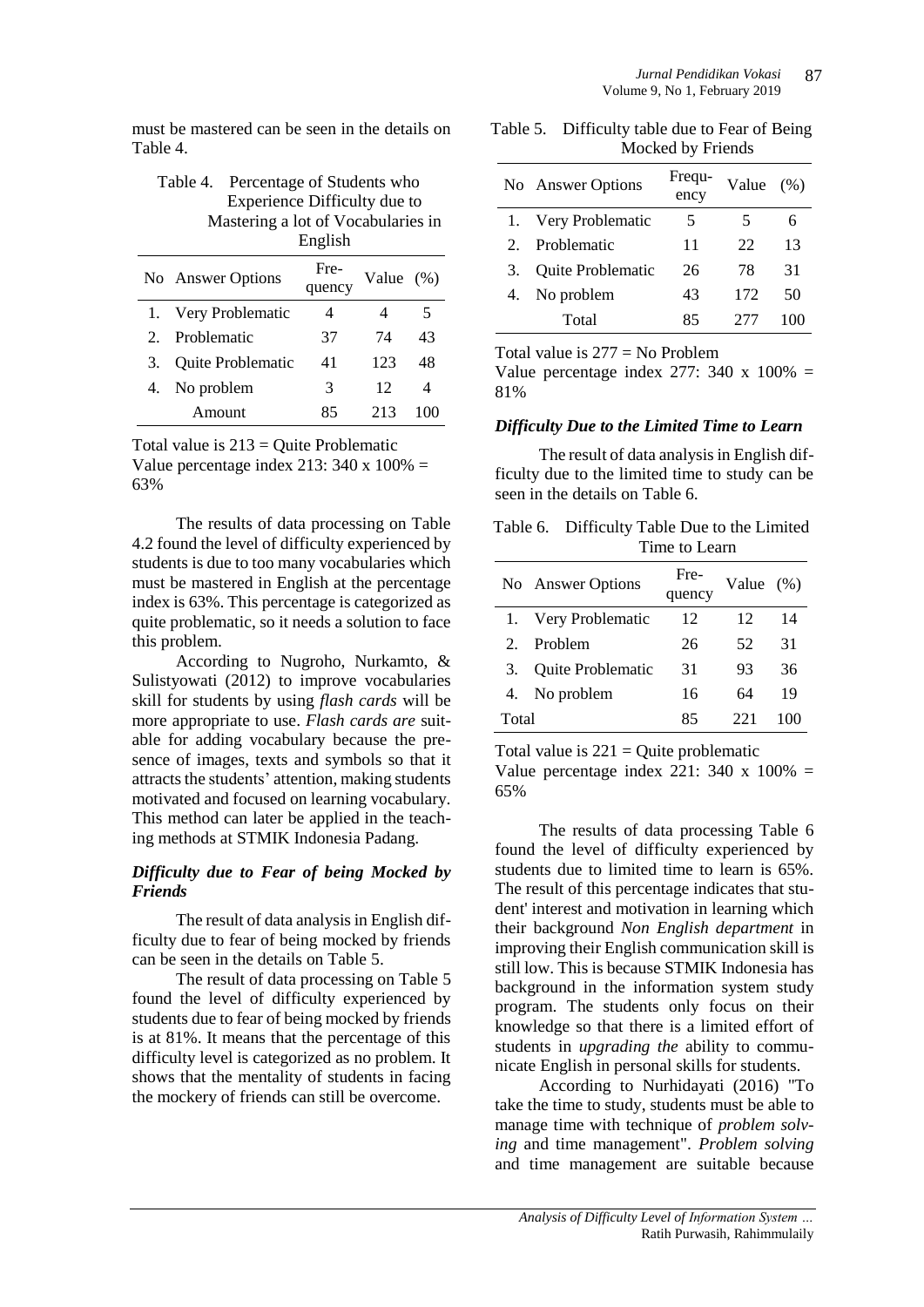must be mastered can be seen in the details on Table 4.

Table 4. Percentage of Students who Experience Difficulty due to Mastering a lot of Vocabularies in English

| No | Answer Options | Fre-quency | Value | (%) |
|---|---|---|---|---|
| 1. | Very Problematic | 4 | 4 | 5 |
| 2. | Problematic | 37 | 74 | 43 |
| 3. | Quite Problematic | 41 | 123 | 48 |
| 4. | No problem | 3 | 12 | 4 |
| | Amount | 85 | 213 | 100 |

Total value is 213 = Quite Problematic
Value percentage index 213: 340 x 100% = 63%

The results of data processing on Table 4.2 found the level of difficulty experienced by students is due to too many vocabularies which must be mastered in English at the percentage index is 63%. This percentage is categorized as quite problematic, so it needs a solution to face this problem.

According to Nugroho, Nurkamto, & Sulistyowati (2012) to improve vocabularies skill for students by using *flash cards* will be more appropriate to use. *Flash cards are* suitable for adding vocabulary because the presence of images, texts and symbols so that it attracts the students' attention, making students motivated and focused on learning vocabulary. This method can later be applied in the teaching methods at STMIK Indonesia Padang.

### *Difficulty due to Fear of being Mocked by Friends*

The result of data analysis in English difficulty due to fear of being mocked by friends can be seen in the details on Table 5.

The result of data processing on Table 5 found the level of difficulty experienced by students due to fear of being mocked by friends is at 81%. It means that the percentage of this difficulty level is categorized as no problem. It shows that the mentality of students in facing the mockery of friends can still be overcome.

Table 5. Difficulty table due to Fear of Being Mocked by Friends

| No | Answer Options | Frequ-ency | Value | (%) |
|---|---|---|---|---|
| 1. | Very Problematic | 5 | 5 | 6 |
| 2. | Problematic | 11 | 22 | 13 |
| 3. | Quite Problematic | 26 | 78 | 31 |
| 4. | No problem | 43 | 172 | 50 |
| | Total | 85 | 277 | 100 |

Total value is 277 = No Problem
Value percentage index 277: 340 x 100% = 81%

### *Difficulty Due to the Limited Time to Learn*

The result of data analysis in English difficulty due to the limited time to study can be seen in the details on Table 6.

Table 6. Difficulty Table Due to the Limited Time to Learn

| No | Answer Options | Fre-quency | Value | (%) |
|---|---|---|---|---|
| 1. | Very Problematic | 12 | 12 | 14 |
| 2. | Problem | 26 | 52 | 31 |
| 3. | Quite Problematic | 31 | 93 | 36 |
| 4. | No problem | 16 | 64 | 19 |
| Total | | 85 | 221 | 100 |

Total value is 221 = Quite problematic
Value percentage index 221: 340 x 100% = 65%

The results of data processing Table 6 found the level of difficulty experienced by students due to limited time to learn is 65%. The result of this percentage indicates that student' interest and motivation in learning which their background *Non English department* in improving their English communication skill is still low. This is because STMIK Indonesia has background in the information system study program. The students only focus on their knowledge so that there is a limited effort of students in *upgrading the* ability to communicate English in personal skills for students.

According to Nurhidayati (2016) "To take the time to study, students must be able to manage time with technique of *problem solving* and time management". *Problem solving* and time management are suitable because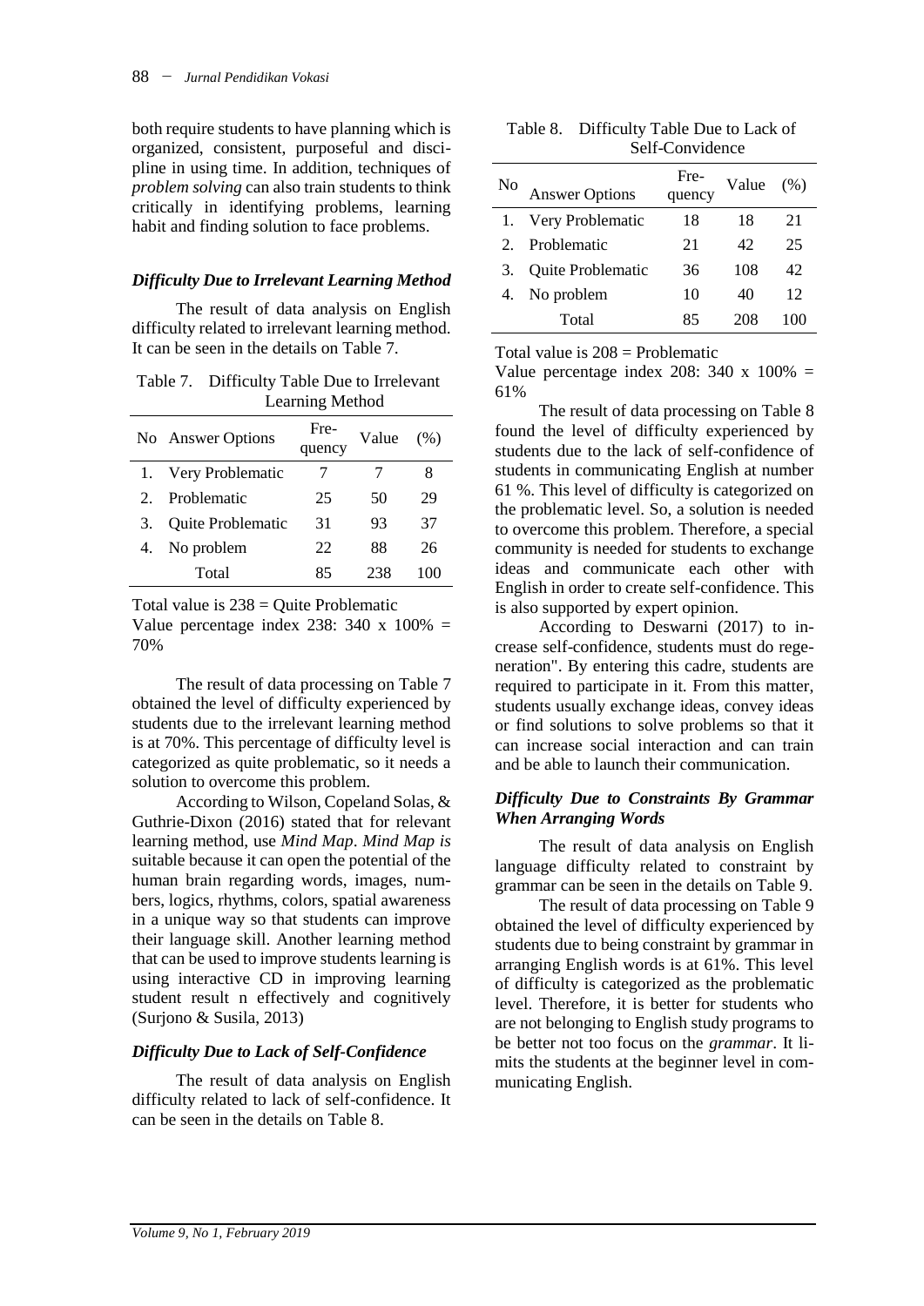both require students to have planning which is organized, consistent, purposeful and discipline in using time. In addition, techniques of *problem solving* can also train students to think critically in identifying problems, learning habit and finding solution to face problems.

### *Difficulty Due to Irrelevant Learning Method*

The result of data analysis on English difficulty related to irrelevant learning method. It can be seen in the details on Table 7.

Table 7. Difficulty Table Due to Irrelevant Learning Method

| No | Answer Options | Frequency | Value | (%) |
|---|---|---|---|---|
| 1. | Very Problematic | 7 | 7 | 8 |
| 2. | Problematic | 25 | 50 | 29 |
| 3. | Quite Problematic | 31 | 93 | 37 |
| 4. | No problem | 22 | 88 | 26 |
| | Total | 85 | 238 | 100 |

Total value is 238 = Quite Problematic
Value percentage index 238: 340 x 100% = 70%

The result of data processing on Table 7 obtained the level of difficulty experienced by students due to the irrelevant learning method is at 70%. This percentage of difficulty level is categorized as quite problematic, so it needs a solution to overcome this problem.

According to Wilson, Copeland Solas, & Guthrie-Dixon (2016) stated that for relevant learning method, use *Mind Map*. *Mind Map is* suitable because it can open the potential of the human brain regarding words, images, numbers, logics, rhythms, colors, spatial awareness in a unique way so that students can improve their language skill. Another learning method that can be used to improve students learning is using interactive CD in improving learning student result n effectively and cognitively (Surjono & Susila, 2013)

### *Difficulty Due to Lack of Self-Confidence*

The result of data analysis on English difficulty related to lack of self-confidence. It can be seen in the details on Table 8.

Table 8. Difficulty Table Due to Lack of Self-Convidence

| No | Answer Options | Frequency | Value | (%) |
|---|---|---|---|---|
| 1. | Very Problematic | 18 | 18 | 21 |
| 2. | Problematic | 21 | 42 | 25 |
| 3. | Quite Problematic | 36 | 108 | 42 |
| 4. | No problem | 10 | 40 | 12 |
| | Total | 85 | 208 | 100 |

Total value is 208 = Problematic
Value percentage index 208: 340 x 100% = 61%

The result of data processing on Table 8 found the level of difficulty experienced by students due to the lack of self-confidence of students in communicating English at number 61 %. This level of difficulty is categorized on the problematic level. So, a solution is needed to overcome this problem. Therefore, a special community is needed for students to exchange ideas and communicate each other with English in order to create self-confidence. This is also supported by expert opinion.

According to Deswarni (2017) to increase self-confidence, students must do regeneration". By entering this cadre, students are required to participate in it. From this matter, students usually exchange ideas, convey ideas or find solutions to solve problems so that it can increase social interaction and can train and be able to launch their communication.

### *Difficulty Due to Constraints By Grammar When Arranging Words*

The result of data analysis on English language difficulty related to constraint by grammar can be seen in the details on Table 9.

The result of data processing on Table 9 obtained the level of difficulty experienced by students due to being constraint by grammar in arranging English words is at 61%. This level of difficulty is categorized as the problematic level. Therefore, it is better for students who are not belonging to English study programs to be better not too focus on the *grammar*. It limits the students at the beginner level in communicating English.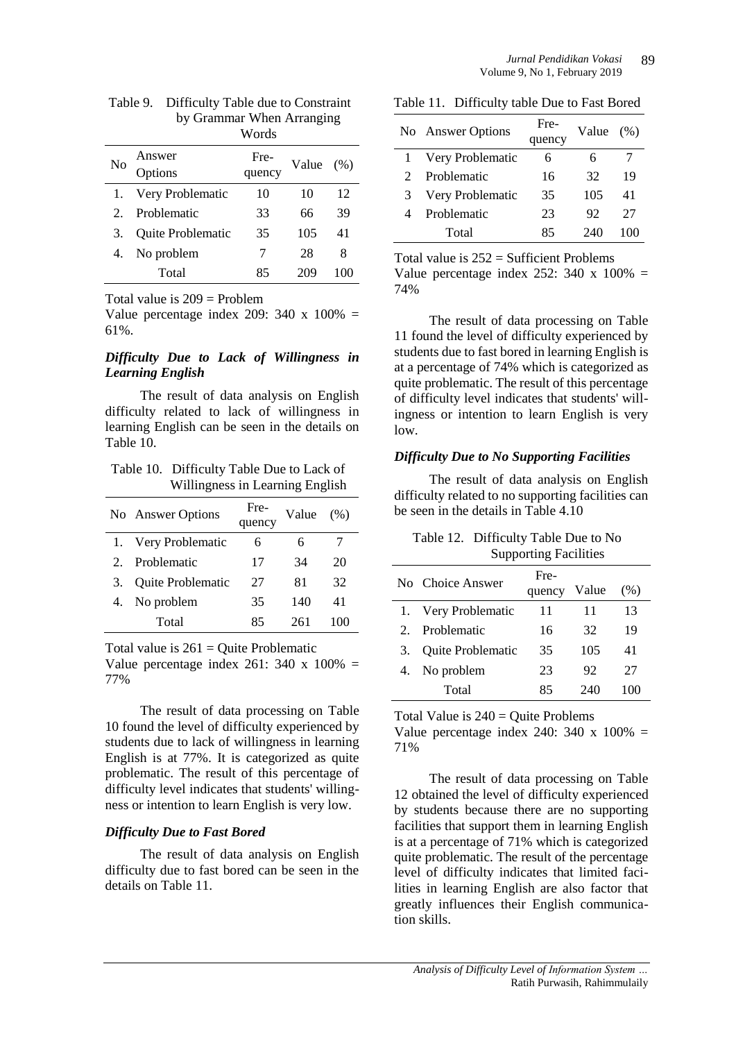Table 9. Difficulty Table due to Constraint by Grammar When Arranging Words

| No | Answer Options | Fre-quency | Value | (%) |
|---|---|---|---|---|
| 1. | Very Problematic | 10 | 10 | 12 |
| 2. | Problematic | 33 | 66 | 39 |
| 3. | Quite Problematic | 35 | 105 | 41 |
| 4. | No problem | 7 | 28 | 8 |
| | Total | 85 | 209 | 100 |

Total value is 209 = Problem

Value percentage index 209: 340 x 100% = 61%.

### *Difficulty Due to Lack of Willingness in Learning English*

The result of data analysis on English difficulty related to lack of willingness in learning English can be seen in the details on Table 10.

Table 10. Difficulty Table Due to Lack of Willingness in Learning English

| No | Answer Options | Fre-quency | Value | (%) |
|---|---|---|---|---|
| 1. | Very Problematic | 6 | 6 | 7 |
| 2. | Problematic | 17 | 34 | 20 |
| 3. | Quite Problematic | 27 | 81 | 32 |
| 4. | No problem | 35 | 140 | 41 |
| | Total | 85 | 261 | 100 |

Total value is 261 = Quite Problematic

Value percentage index 261: 340 x 100% = 77%

The result of data processing on Table 10 found the level of difficulty experienced by students due to lack of willingness in learning English is at 77%. It is categorized as quite problematic. The result of this percentage of difficulty level indicates that students' willingness or intention to learn English is very low.

### *Difficulty Due to Fast Bored*

The result of data analysis on English difficulty due to fast bored can be seen in the details on Table 11.

Table 11. Difficulty table Due to Fast Bored

| No | Answer Options | Fre-quency | Value | (%) |
|---|---|---|---|---|
| 1 | Very Problematic | 6 | 6 | 7 |
| 2 | Problematic | 16 | 32 | 19 |
| 3 | Very Problematic | 35 | 105 | 41 |
| 4 | Problematic | 23 | 92 | 27 |
| | Total | 85 | 240 | 100 |

Total value is 252 = Sufficient Problems

Value percentage index 252: 340 x 100% = 74%

The result of data processing on Table 11 found the level of difficulty experienced by students due to fast bored in learning English is at a percentage of 74% which is categorized as quite problematic. The result of this percentage of difficulty level indicates that students' willingness or intention to learn English is very low.

### *Difficulty Due to No Supporting Facilities*

The result of data analysis on English difficulty related to no supporting facilities can be seen in the details in Table 4.10

Table 12. Difficulty Table Due to No Supporting Facilities

| No | Choice Answer | Fre-quency | Value | (%) |
|---|---|---|---|---|
| 1. | Very Problematic | 11 | 11 | 13 |
| 2. | Problematic | 16 | 32 | 19 |
| 3. | Quite Problematic | 35 | 105 | 41 |
| 4. | No problem | 23 | 92 | 27 |
| | Total | 85 | 240 | 100 |

Total Value is 240 = Quite Problems

Value percentage index 240: 340 x 100% = 71%

The result of data processing on Table 12 obtained the level of difficulty experienced by students because there are no supporting facilities that support them in learning English is at a percentage of 71% which is categorized quite problematic. The result of the percentage level of difficulty indicates that limited facilities in learning English are also factor that greatly influences their English communication skills.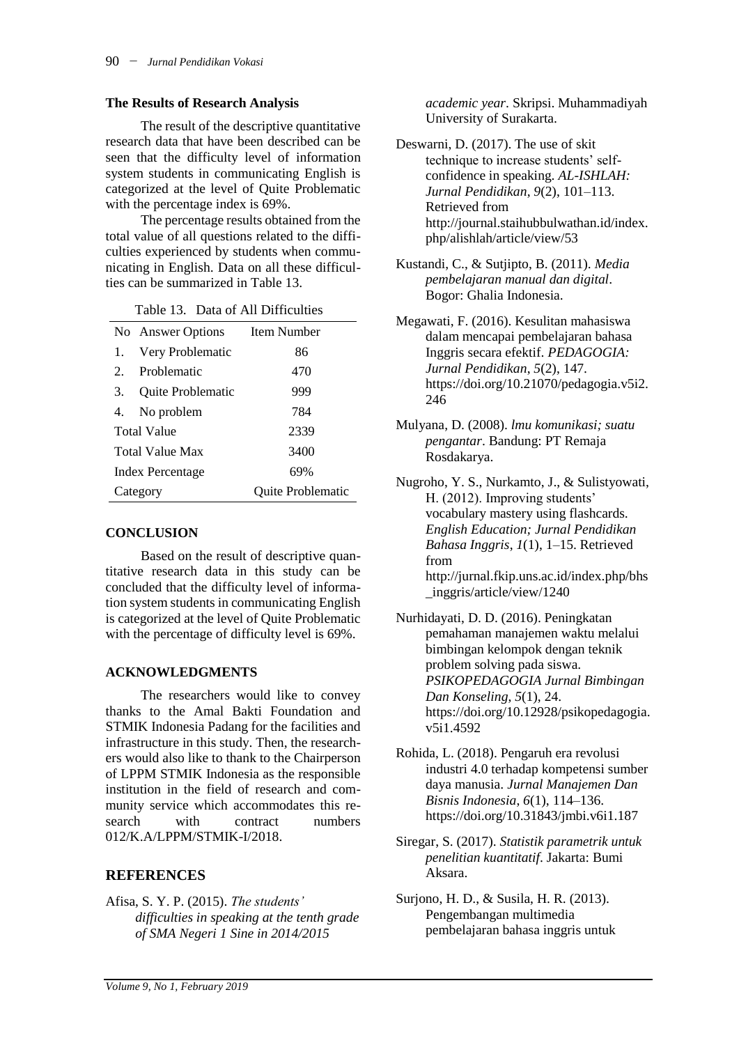### The Results of Research Analysis

The result of the descriptive quantitative research data that have been described can be seen that the difficulty level of information system students in communicating English is categorized at the level of Quite Problematic with the percentage index is 69%.

The percentage results obtained from the total value of all questions related to the difficulties experienced by students when communicating in English. Data on all these difficulties can be summarized in Table 13.

Table 13. Data of All Difficulties

| No | Answer Options | Item Number |
|---|---|---|
| 1. | Very Problematic | 86 |
| 2. | Problematic | 470 |
| 3. | Quite Problematic | 999 |
| 4. | No problem | 784 |
| Total Value | | 2339 |
| Total Value Max | | 3400 |
| Index Percentage | | 69% |
| Category | | Quite Problematic |

## CONCLUSION

Based on the result of descriptive quantitative research data in this study can be concluded that the difficulty level of information system students in communicating English is categorized at the level of Quite Problematic with the percentage of difficulty level is 69%.

## ACKNOWLEDGMENTS

The researchers would like to convey thanks to the Amal Bakti Foundation and STMIK Indonesia Padang for the facilities and infrastructure in this study. Then, the researchers would also like to thank to the Chairperson of LPPM STMIK Indonesia as the responsible institution in the field of research and community service which accommodates this research with contract numbers 012/K.A/LPPM/STMIK-I/2018.

## REFERENCES

Afisa, S. Y. P. (2015). *The students' difficulties in speaking at the tenth grade of SMA Negeri 1 Sine in 2014/2015 academic year*. Skripsi. Muhammadiyah University of Surakarta.

Deswarni, D. (2017). The use of skit technique to increase students' self-confidence in speaking. *AL-ISHLAH: Jurnal Pendidikan*, *9*(2), 101–113. Retrieved from http://journal.staihubbulwathan.id/index.php/alishlah/article/view/53

Kustandi, C., & Sutjipto, B. (2011). *Media pembelajaran manual dan digital*. Bogor: Ghalia Indonesia.

Megawati, F. (2016). Kesulitan mahasiswa dalam mencapai pembelajaran bahasa Inggris secara efektif. *PEDAGOGIA: Jurnal Pendidikan*, *5*(2), 147. https://doi.org/10.21070/pedagogia.v5i2.246

Mulyana, D. (2008). *lmu komunikasi; suatu pengantar*. Bandung: PT Remaja Rosdakarya.

Nugroho, Y. S., Nurkamto, J., & Sulistyowati, H. (2012). Improving students' vocabulary mastery using flashcards. *English Education; Jurnal Pendidikan Bahasa Inggris*, *1*(1), 1–15. Retrieved from http://jurnal.fkip.uns.ac.id/index.php/bhs_inggris/article/view/1240

Nurhidayati, D. D. (2016). Peningkatan pemahaman manajemen waktu melalui bimbingan kelompok dengan teknik problem solving pada siswa. *PSIKOPEDAGOGIA Jurnal Bimbingan Dan Konseling*, *5*(1), 24. https://doi.org/10.12928/psikopedagogia.v5i1.4592

Rohida, L. (2018). Pengaruh era revolusi industri 4.0 terhadap kompetensi sumber daya manusia. *Jurnal Manajemen Dan Bisnis Indonesia*, *6*(1), 114–136. https://doi.org/10.31843/jmbi.v6i1.187

Siregar, S. (2017). *Statistik parametrik untuk penelitian kuantitatif*. Jakarta: Bumi Aksara.

Surjono, H. D., & Susila, H. R. (2013). Pengembangan multimedia pembelajaran bahasa inggris untuk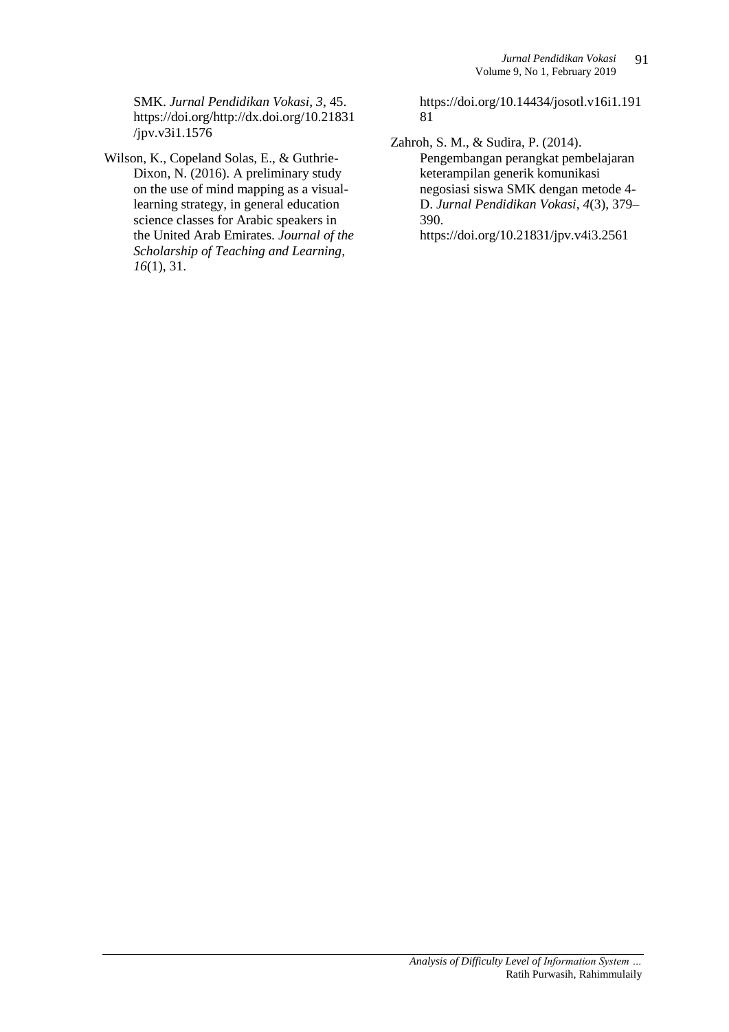SMK. *Jurnal Pendidikan Vokasi*, *3*, 45. https://doi.org/http://dx.doi.org/10.21831/jpv.v3i1.1576

Wilson, K., Copeland Solas, E., & Guthrie-Dixon, N. (2016). A preliminary study on the use of mind mapping as a visual-learning strategy, in general education science classes for Arabic speakers in the United Arab Emirates. *Journal of the Scholarship of Teaching and Learning*, *16*(1), 31. https://doi.org/10.14434/josotl.v16i1.19181

Zahroh, S. M., & Sudira, P. (2014). Pengembangan perangkat pembelajaran keterampilan generik komunikasi negosiasi siswa SMK dengan metode 4-D. *Jurnal Pendidikan Vokasi*, *4*(3), 379–390. https://doi.org/10.21831/jpv.v4i3.2561